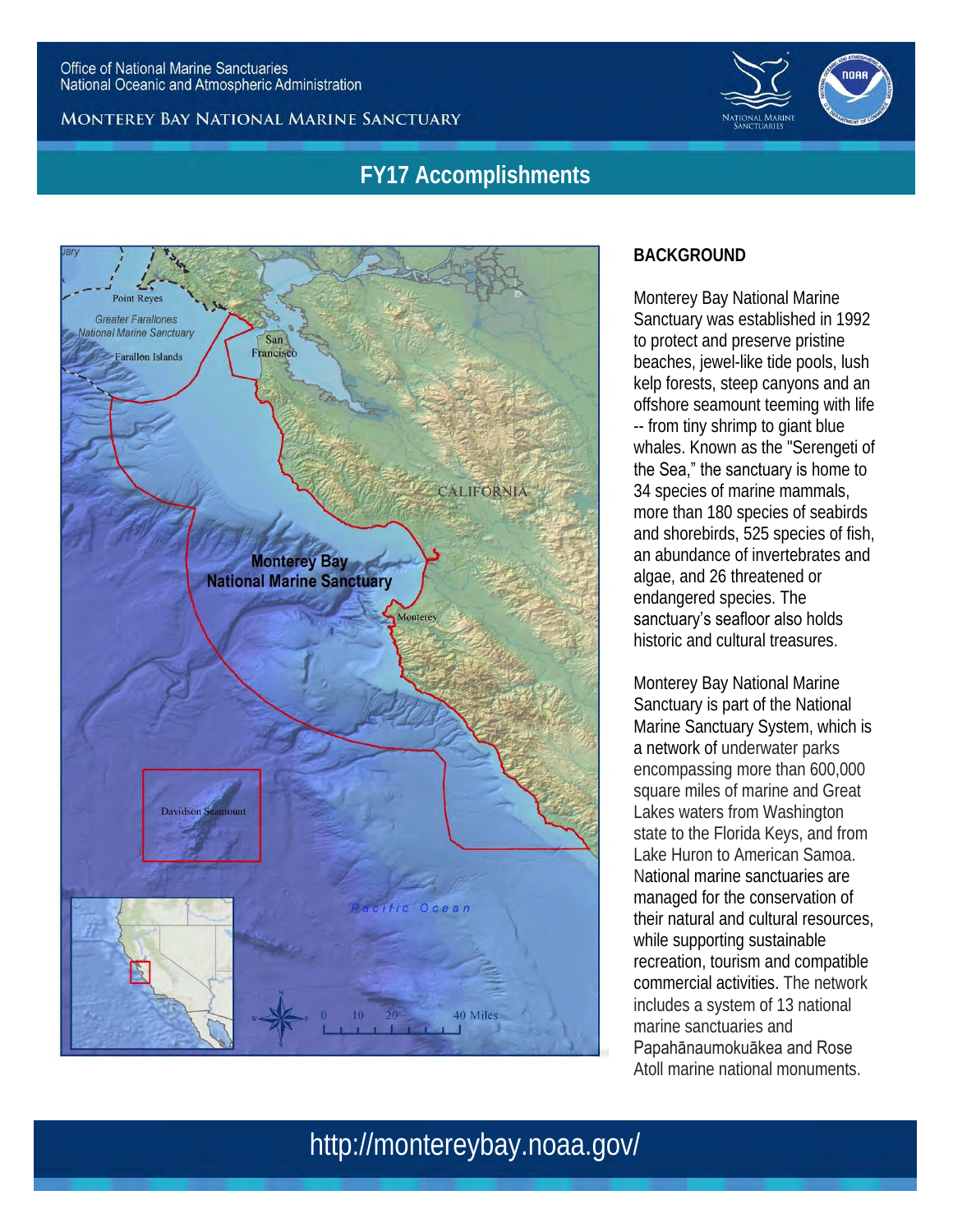Office of National Marine Sanctuaries
National Oceanic and Atmospheric Administration

MONTEREY BAY NATIONAL MARINE SANCTUARY

# FY17 Accomplishments

## BACKGROUND

Monterey Bay National Marine Sanctuary was established in 1992 to protect and preserve pristine beaches, jewel-like tide pools, lush kelp forests, steep canyons and an offshore seamount teeming with life -- from tiny shrimp to giant blue whales. Known as the "Serengeti of the Sea," the sanctuary is home to 34 species of marine mammals, more than 180 species of seabirds and shorebirds, 525 species of fish, an abundance of invertebrates and algae, and 26 threatened or endangered species. The sanctuary's seafloor also holds historic and cultural treasures.

Monterey Bay National Marine Sanctuary is part of the National Marine Sanctuary System, which is a network of underwater parks encompassing more than 600,000 square miles of marine and Great Lakes waters from Washington state to the Florida Keys, and from Lake Huron to American Samoa. National marine sanctuaries are managed for the conservation of their natural and cultural resources, while supporting sustainable recreation, tourism and compatible commercial activities. The network includes a system of 13 national marine sanctuaries and Papahānaumokuākea and Rose Atoll marine national monuments.

http://montereybay.noaa.gov/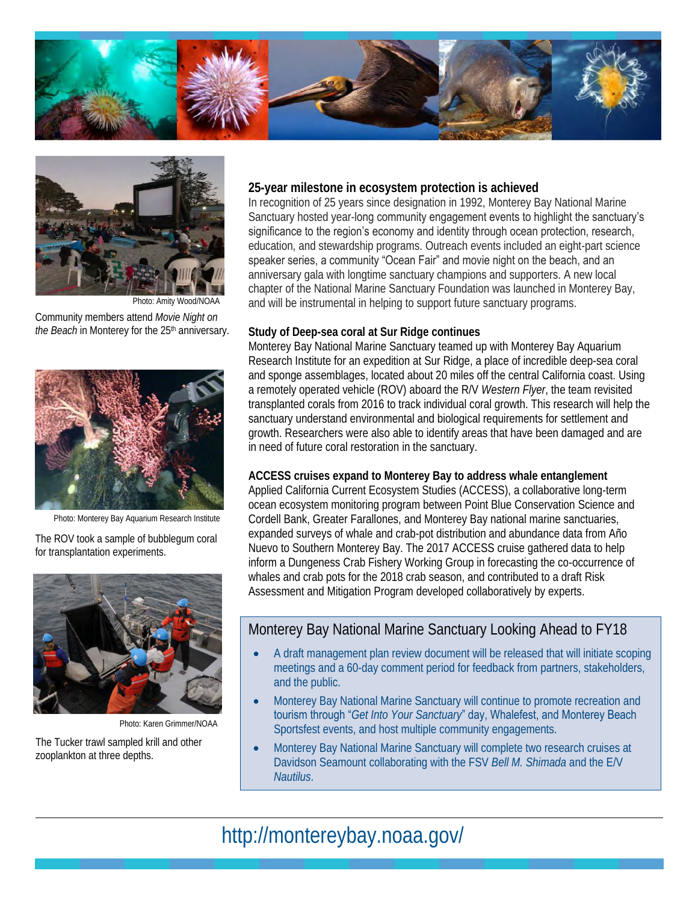Photo: Amity Wood/NOAA

Community members attend *Movie Night on the Beach* in Monterey for the 25th anniversary.

Photo: Monterey Bay Aquarium Research Institute

The ROV took a sample of bubblegum coral for transplantation experiments.

Photo: Karen Grimmer/NOAA

The Tucker trawl sampled krill and other zooplankton at three depths.

**25-year milestone in ecosystem protection is achieved**

In recognition of 25 years since designation in 1992, Monterey Bay National Marine Sanctuary hosted year-long community engagement events to highlight the sanctuary's significance to the region's economy and identity through ocean protection, research, education, and stewardship programs. Outreach events included an eight-part science speaker series, a community "Ocean Fair" and movie night on the beach, and an anniversary gala with longtime sanctuary champions and supporters. A new local chapter of the National Marine Sanctuary Foundation was launched in Monterey Bay, and will be instrumental in helping to support future sanctuary programs.

**Study of Deep-sea coral at Sur Ridge continues**

Monterey Bay National Marine Sanctuary teamed up with Monterey Bay Aquarium Research Institute for an expedition at Sur Ridge, a place of incredible deep-sea coral and sponge assemblages, located about 20 miles off the central California coast. Using a remotely operated vehicle (ROV) aboard the R/V *Western Flyer*, the team revisited transplanted corals from 2016 to track individual coral growth. This research will help the sanctuary understand environmental and biological requirements for settlement and growth. Researchers were also able to identify areas that have been damaged and are in need of future coral restoration in the sanctuary.

**ACCESS cruises expand to Monterey Bay to address whale entanglement**

Applied California Current Ecosystem Studies (ACCESS), a collaborative long-term ocean ecosystem monitoring program between Point Blue Conservation Science and Cordell Bank, Greater Farallones, and Monterey Bay national marine sanctuaries, expanded surveys of whale and crab-pot distribution and abundance data from Año Nuevo to Southern Monterey Bay. The 2017 ACCESS cruise gathered data to help inform a Dungeness Crab Fishery Working Group in forecasting the co-occurrence of whales and crab pots for the 2018 crab season, and contributed to a draft Risk Assessment and Mitigation Program developed collaboratively by experts.

## Monterey Bay National Marine Sanctuary Looking Ahead to FY18

- A draft management plan review document will be released that will initiate scoping meetings and a 60-day comment period for feedback from partners, stakeholders, and the public.
- Monterey Bay National Marine Sanctuary will continue to promote recreation and tourism through "*Get Into Your Sanctuary*" day, Whalefest, and Monterey Beach Sportsfest events, and host multiple community engagements.
- Monterey Bay National Marine Sanctuary will complete two research cruises at Davidson Seamount collaborating with the FSV *Bell M. Shimada* and the E/V *Nautilus*.

http://montereybay.noaa.gov/